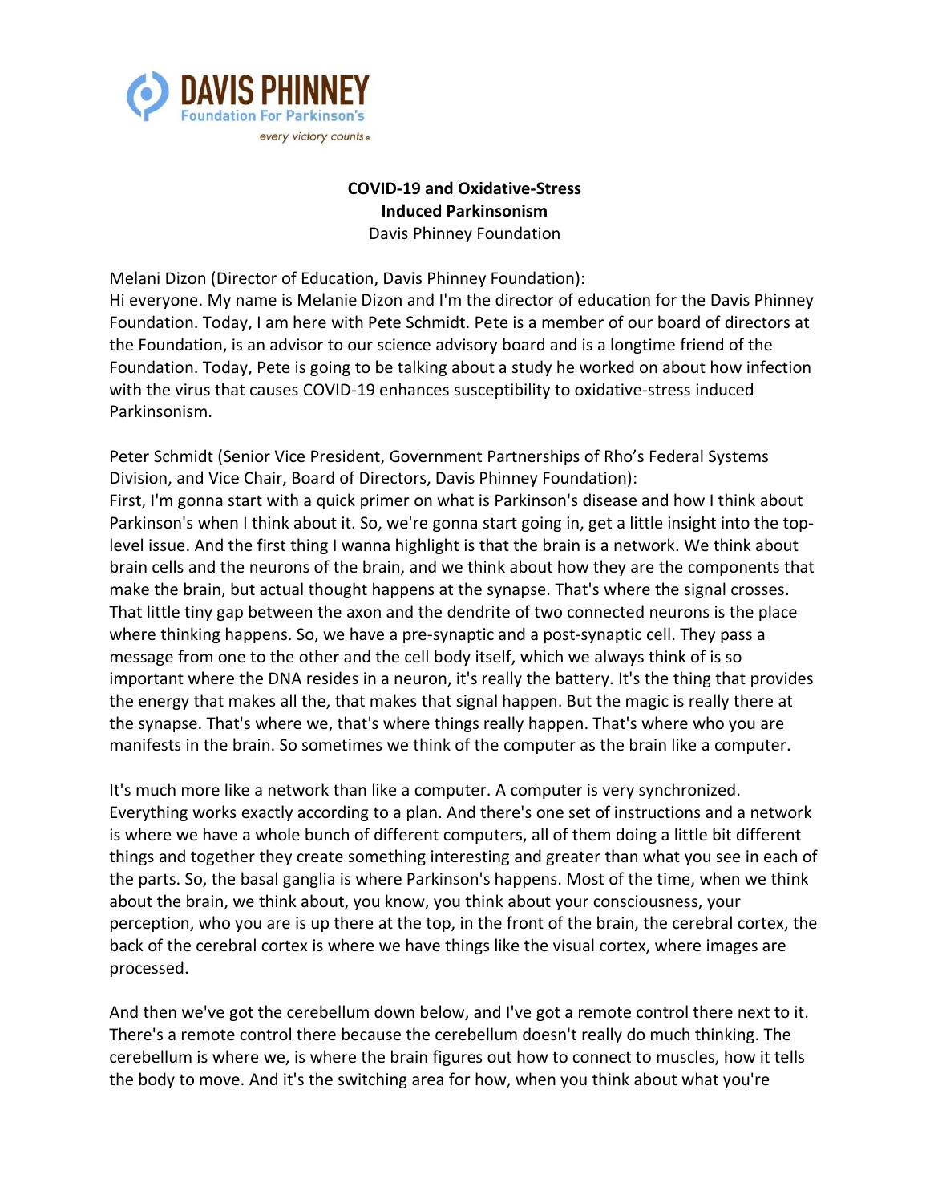DAVIS PHINNEY
Foundation For Parkinson's
*every victory counts®*

**COVID-19 and Oxidative-Stress Induced Parkinsonism**
Davis Phinney Foundation

Melani Dizon (Director of Education, Davis Phinney Foundation):
Hi everyone. My name is Melanie Dizon and I'm the director of education for the Davis Phinney Foundation. Today, I am here with Pete Schmidt. Pete is a member of our board of directors at the Foundation, is an advisor to our science advisory board and is a longtime friend of the Foundation. Today, Pete is going to be talking about a study he worked on about how infection with the virus that causes COVID-19 enhances susceptibility to oxidative-stress induced Parkinsonism.

Peter Schmidt (Senior Vice President, Government Partnerships of Rho's Federal Systems Division, and Vice Chair, Board of Directors, Davis Phinney Foundation):
First, I'm gonna start with a quick primer on what is Parkinson's disease and how I think about Parkinson's when I think about it. So, we're gonna start going in, get a little insight into the top-level issue. And the first thing I wanna highlight is that the brain is a network. We think about brain cells and the neurons of the brain, and we think about how they are the components that make the brain, but actual thought happens at the synapse. That's where the signal crosses. That little tiny gap between the axon and the dendrite of two connected neurons is the place where thinking happens. So, we have a pre-synaptic and a post-synaptic cell. They pass a message from one to the other and the cell body itself, which we always think of is so important where the DNA resides in a neuron, it's really the battery. It's the thing that provides the energy that makes all the, that makes that signal happen. But the magic is really there at the synapse. That's where we, that's where things really happen. That's where who you are manifests in the brain. So sometimes we think of the computer as the brain like a computer.

It's much more like a network than like a computer. A computer is very synchronized. Everything works exactly according to a plan. And there's one set of instructions and a network is where we have a whole bunch of different computers, all of them doing a little bit different things and together they create something interesting and greater than what you see in each of the parts. So, the basal ganglia is where Parkinson's happens. Most of the time, when we think about the brain, we think about, you know, you think about your consciousness, your perception, who you are is up there at the top, in the front of the brain, the cerebral cortex, the back of the cerebral cortex is where we have things like the visual cortex, where images are processed.

And then we've got the cerebellum down below, and I've got a remote control there next to it. There's a remote control there because the cerebellum doesn't really do much thinking. The cerebellum is where we, is where the brain figures out how to connect to muscles, how it tells the body to move. And it's the switching area for how, when you think about what you're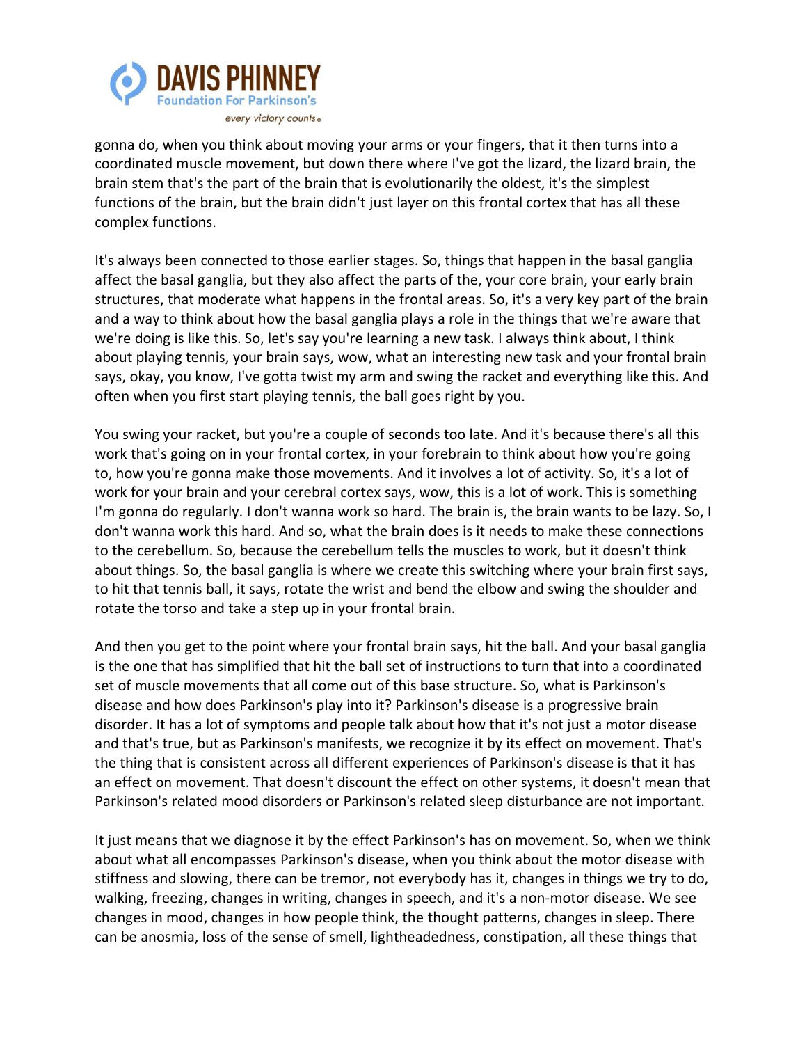gonna do, when you think about moving your arms or your fingers, that it then turns into a coordinated muscle movement, but down there where I've got the lizard, the lizard brain, the brain stem that's the part of the brain that is evolutionarily the oldest, it's the simplest functions of the brain, but the brain didn't just layer on this frontal cortex that has all these complex functions.

It's always been connected to those earlier stages. So, things that happen in the basal ganglia affect the basal ganglia, but they also affect the parts of the, your core brain, your early brain structures, that moderate what happens in the frontal areas. So, it's a very key part of the brain and a way to think about how the basal ganglia plays a role in the things that we're aware that we're doing is like this. So, let's say you're learning a new task. I always think about, I think about playing tennis, your brain says, wow, what an interesting new task and your frontal brain says, okay, you know, I've gotta twist my arm and swing the racket and everything like this. And often when you first start playing tennis, the ball goes right by you.

You swing your racket, but you're a couple of seconds too late. And it's because there's all this work that's going on in your frontal cortex, in your forebrain to think about how you're going to, how you're gonna make those movements. And it involves a lot of activity. So, it's a lot of work for your brain and your cerebral cortex says, wow, this is a lot of work. This is something I'm gonna do regularly. I don't wanna work so hard. The brain is, the brain wants to be lazy. So, I don't wanna work this hard. And so, what the brain does is it needs to make these connections to the cerebellum. So, because the cerebellum tells the muscles to work, but it doesn't think about things. So, the basal ganglia is where we create this switching where your brain first says, to hit that tennis ball, it says, rotate the wrist and bend the elbow and swing the shoulder and rotate the torso and take a step up in your frontal brain.

And then you get to the point where your frontal brain says, hit the ball. And your basal ganglia is the one that has simplified that hit the ball set of instructions to turn that into a coordinated set of muscle movements that all come out of this base structure. So, what is Parkinson's disease and how does Parkinson's play into it? Parkinson's disease is a progressive brain disorder. It has a lot of symptoms and people talk about how that it's not just a motor disease and that's true, but as Parkinson's manifests, we recognize it by its effect on movement. That's the thing that is consistent across all different experiences of Parkinson's disease is that it has an effect on movement. That doesn't discount the effect on other systems, it doesn't mean that Parkinson's related mood disorders or Parkinson's related sleep disturbance are not important.

It just means that we diagnose it by the effect Parkinson's has on movement. So, when we think about what all encompasses Parkinson's disease, when you think about the motor disease with stiffness and slowing, there can be tremor, not everybody has it, changes in things we try to do, walking, freezing, changes in writing, changes in speech, and it's a non-motor disease. We see changes in mood, changes in how people think, the thought patterns, changes in sleep. There can be anosmia, loss of the sense of smell, lightheadedness, constipation, all these things that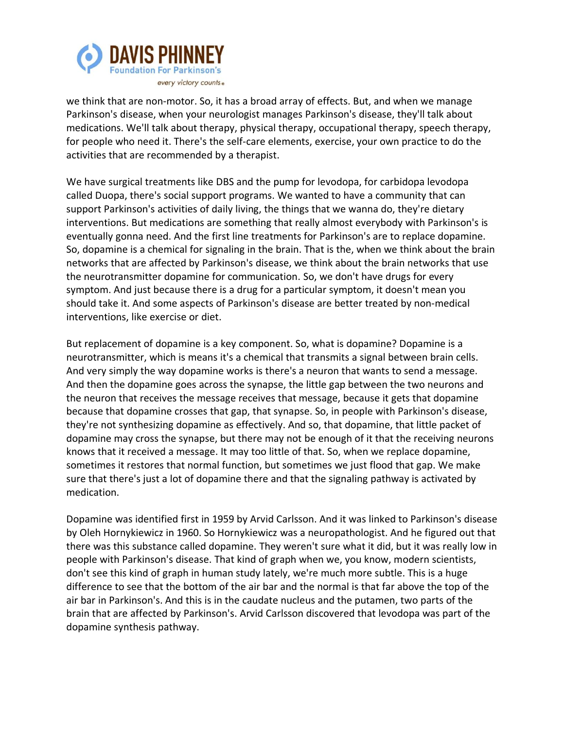we think that are non-motor. So, it has a broad array of effects. But, and when we manage Parkinson's disease, when your neurologist manages Parkinson's disease, they'll talk about medications. We'll talk about therapy, physical therapy, occupational therapy, speech therapy, for people who need it. There's the self-care elements, exercise, your own practice to do the activities that are recommended by a therapist.

We have surgical treatments like DBS and the pump for levodopa, for carbidopa levodopa called Duopa, there's social support programs. We wanted to have a community that can support Parkinson's activities of daily living, the things that we wanna do, they're dietary interventions. But medications are something that really almost everybody with Parkinson's is eventually gonna need. And the first line treatments for Parkinson's are to replace dopamine. So, dopamine is a chemical for signaling in the brain. That is the, when we think about the brain networks that are affected by Parkinson's disease, we think about the brain networks that use the neurotransmitter dopamine for communication. So, we don't have drugs for every symptom. And just because there is a drug for a particular symptom, it doesn't mean you should take it. And some aspects of Parkinson's disease are better treated by non-medical interventions, like exercise or diet.

But replacement of dopamine is a key component. So, what is dopamine? Dopamine is a neurotransmitter, which is means it's a chemical that transmits a signal between brain cells. And very simply the way dopamine works is there's a neuron that wants to send a message. And then the dopamine goes across the synapse, the little gap between the two neurons and the neuron that receives the message receives that message, because it gets that dopamine because that dopamine crosses that gap, that synapse. So, in people with Parkinson's disease, they're not synthesizing dopamine as effectively. And so, that dopamine, that little packet of dopamine may cross the synapse, but there may not be enough of it that the receiving neurons knows that it received a message. It may too little of that. So, when we replace dopamine, sometimes it restores that normal function, but sometimes we just flood that gap. We make sure that there's just a lot of dopamine there and that the signaling pathway is activated by medication.

Dopamine was identified first in 1959 by Arvid Carlsson. And it was linked to Parkinson's disease by Oleh Hornykiewicz in 1960. So Hornykiewicz was a neuropathologist. And he figured out that there was this substance called dopamine. They weren't sure what it did, but it was really low in people with Parkinson's disease. That kind of graph when we, you know, modern scientists, don't see this kind of graph in human study lately, we're much more subtle. This is a huge difference to see that the bottom of the air bar and the normal is that far above the top of the air bar in Parkinson's. And this is in the caudate nucleus and the putamen, two parts of the brain that are affected by Parkinson's. Arvid Carlsson discovered that levodopa was part of the dopamine synthesis pathway.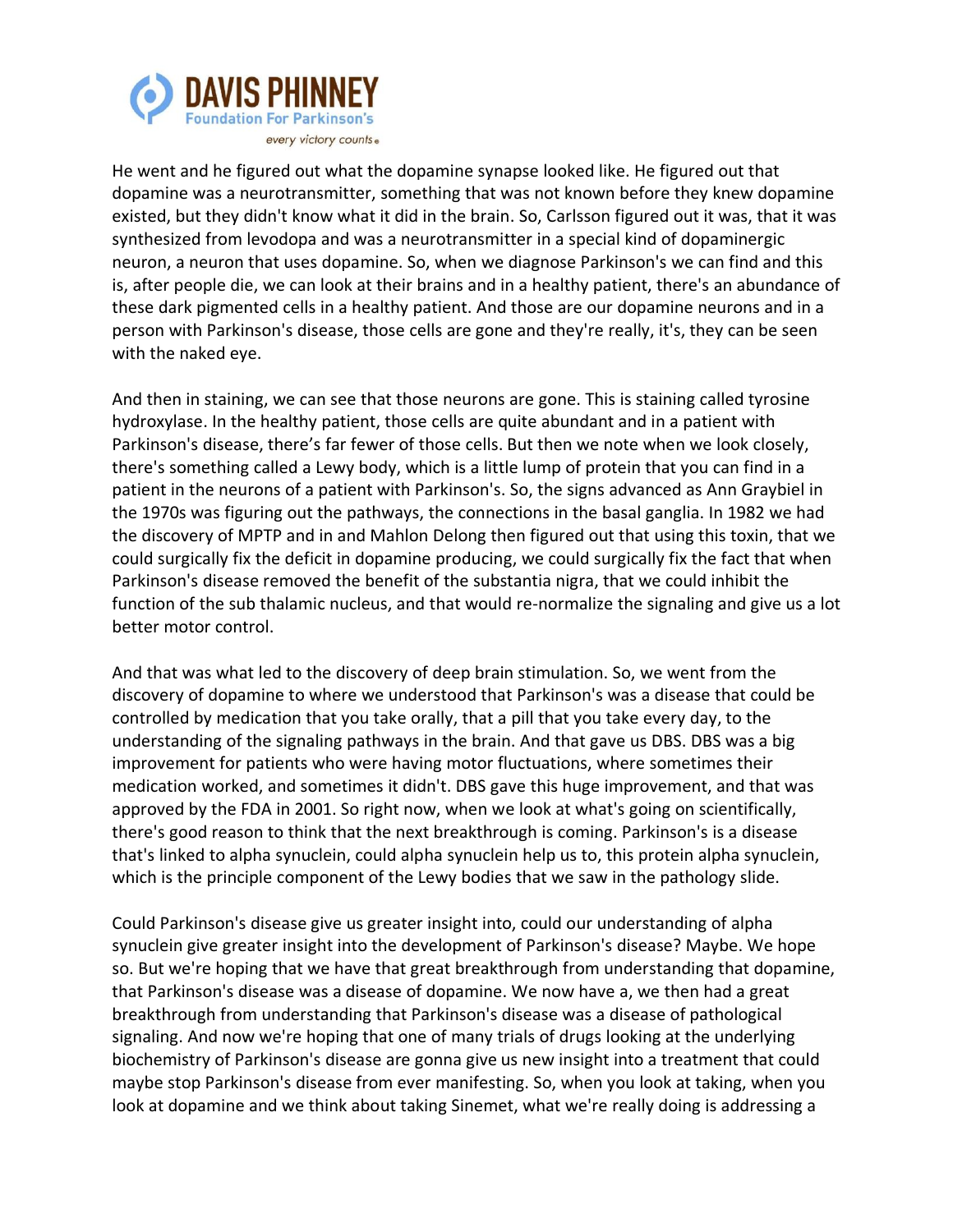He went and he figured out what the dopamine synapse looked like. He figured out that dopamine was a neurotransmitter, something that was not known before they knew dopamine existed, but they didn't know what it did in the brain. So, Carlsson figured out it was, that it was synthesized from levodopa and was a neurotransmitter in a special kind of dopaminergic neuron, a neuron that uses dopamine. So, when we diagnose Parkinson's we can find and this is, after people die, we can look at their brains and in a healthy patient, there's an abundance of these dark pigmented cells in a healthy patient. And those are our dopamine neurons and in a person with Parkinson's disease, those cells are gone and they're really, it's, they can be seen with the naked eye.

And then in staining, we can see that those neurons are gone. This is staining called tyrosine hydroxylase. In the healthy patient, those cells are quite abundant and in a patient with Parkinson's disease, there's far fewer of those cells. But then we note when we look closely, there's something called a Lewy body, which is a little lump of protein that you can find in a patient in the neurons of a patient with Parkinson's. So, the signs advanced as Ann Graybiel in the 1970s was figuring out the pathways, the connections in the basal ganglia. In 1982 we had the discovery of MPTP and in and Mahlon Delong then figured out that using this toxin, that we could surgically fix the deficit in dopamine producing, we could surgically fix the fact that when Parkinson's disease removed the benefit of the substantia nigra, that we could inhibit the function of the sub thalamic nucleus, and that would re-normalize the signaling and give us a lot better motor control.

And that was what led to the discovery of deep brain stimulation. So, we went from the discovery of dopamine to where we understood that Parkinson's was a disease that could be controlled by medication that you take orally, that a pill that you take every day, to the understanding of the signaling pathways in the brain. And that gave us DBS. DBS was a big improvement for patients who were having motor fluctuations, where sometimes their medication worked, and sometimes it didn't. DBS gave this huge improvement, and that was approved by the FDA in 2001. So right now, when we look at what's going on scientifically, there's good reason to think that the next breakthrough is coming. Parkinson's is a disease that's linked to alpha synuclein, could alpha synuclein help us to, this protein alpha synuclein, which is the principle component of the Lewy bodies that we saw in the pathology slide.

Could Parkinson's disease give us greater insight into, could our understanding of alpha synuclein give greater insight into the development of Parkinson's disease? Maybe. We hope so. But we're hoping that we have that great breakthrough from understanding that dopamine, that Parkinson's disease was a disease of dopamine. We now have a, we then had a great breakthrough from understanding that Parkinson's disease was a disease of pathological signaling. And now we're hoping that one of many trials of drugs looking at the underlying biochemistry of Parkinson's disease are gonna give us new insight into a treatment that could maybe stop Parkinson's disease from ever manifesting. So, when you look at taking, when you look at dopamine and we think about taking Sinemet, what we're really doing is addressing a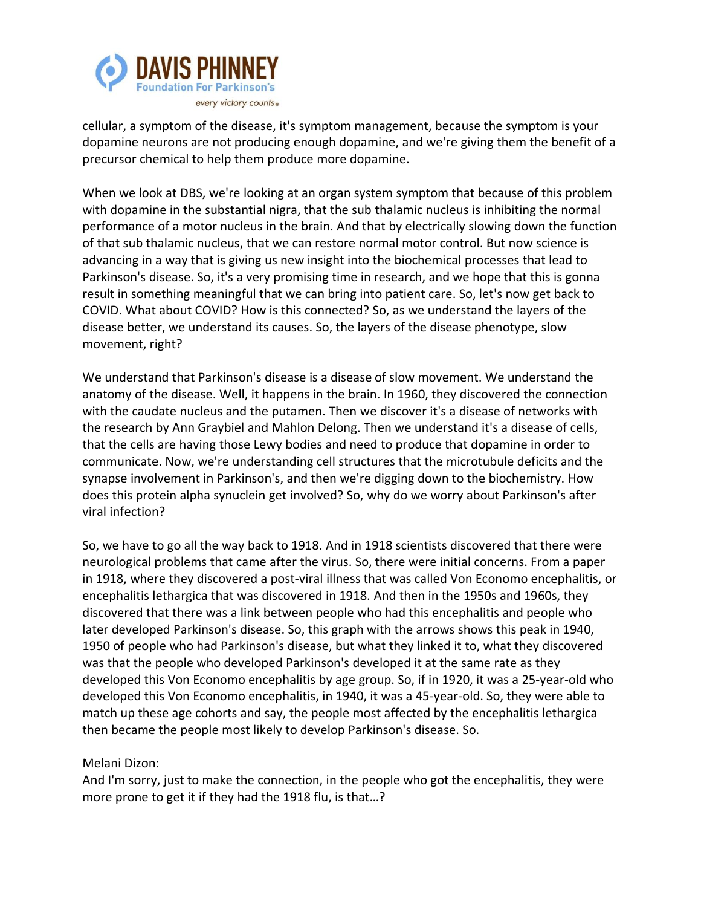cellular, a symptom of the disease, it's symptom management, because the symptom is your dopamine neurons are not producing enough dopamine, and we're giving them the benefit of a precursor chemical to help them produce more dopamine.

When we look at DBS, we're looking at an organ system symptom that because of this problem with dopamine in the substantial nigra, that the sub thalamic nucleus is inhibiting the normal performance of a motor nucleus in the brain. And that by electrically slowing down the function of that sub thalamic nucleus, that we can restore normal motor control. But now science is advancing in a way that is giving us new insight into the biochemical processes that lead to Parkinson's disease. So, it's a very promising time in research, and we hope that this is gonna result in something meaningful that we can bring into patient care. So, let's now get back to COVID. What about COVID? How is this connected? So, as we understand the layers of the disease better, we understand its causes. So, the layers of the disease phenotype, slow movement, right?

We understand that Parkinson's disease is a disease of slow movement. We understand the anatomy of the disease. Well, it happens in the brain. In 1960, they discovered the connection with the caudate nucleus and the putamen. Then we discover it's a disease of networks with the research by Ann Graybiel and Mahlon Delong. Then we understand it's a disease of cells, that the cells are having those Lewy bodies and need to produce that dopamine in order to communicate. Now, we're understanding cell structures that the microtubule deficits and the synapse involvement in Parkinson's, and then we're digging down to the biochemistry. How does this protein alpha synuclein get involved? So, why do we worry about Parkinson's after viral infection?

So, we have to go all the way back to 1918. And in 1918 scientists discovered that there were neurological problems that came after the virus. So, there were initial concerns. From a paper in 1918, where they discovered a post-viral illness that was called Von Economo encephalitis, or encephalitis lethargica that was discovered in 1918. And then in the 1950s and 1960s, they discovered that there was a link between people who had this encephalitis and people who later developed Parkinson's disease. So, this graph with the arrows shows this peak in 1940, 1950 of people who had Parkinson's disease, but what they linked it to, what they discovered was that the people who developed Parkinson's developed it at the same rate as they developed this Von Economo encephalitis by age group. So, if in 1920, it was a 25-year-old who developed this Von Economo encephalitis, in 1940, it was a 45-year-old. So, they were able to match up these age cohorts and say, the people most affected by the encephalitis lethargica then became the people most likely to develop Parkinson's disease. So.

Melani Dizon:
And I'm sorry, just to make the connection, in the people who got the encephalitis, they were more prone to get it if they had the 1918 flu, is that…?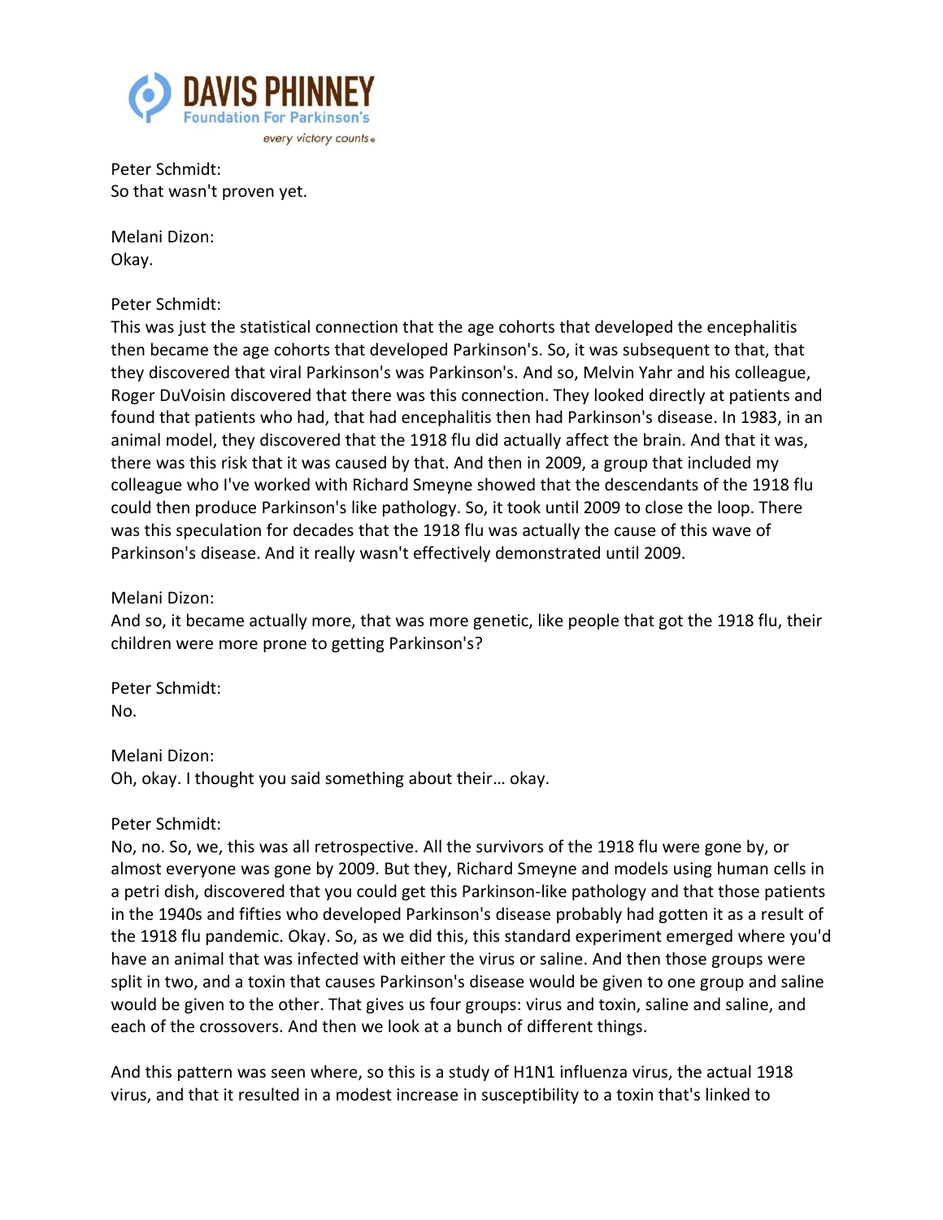Peter Schmidt:
So that wasn't proven yet.

Melani Dizon:
Okay.

Peter Schmidt:
This was just the statistical connection that the age cohorts that developed the encephalitis then became the age cohorts that developed Parkinson's. So, it was subsequent to that, that they discovered that viral Parkinson's was Parkinson's. And so, Melvin Yahr and his colleague, Roger DuVoisin discovered that there was this connection. They looked directly at patients and found that patients who had, that had encephalitis then had Parkinson's disease. In 1983, in an animal model, they discovered that the 1918 flu did actually affect the brain. And that it was, there was this risk that it was caused by that. And then in 2009, a group that included my colleague who I've worked with Richard Smeyne showed that the descendants of the 1918 flu could then produce Parkinson's like pathology. So, it took until 2009 to close the loop. There was this speculation for decades that the 1918 flu was actually the cause of this wave of Parkinson's disease. And it really wasn't effectively demonstrated until 2009.

Melani Dizon:
And so, it became actually more, that was more genetic, like people that got the 1918 flu, their children were more prone to getting Parkinson's?

Peter Schmidt:
No.

Melani Dizon:
Oh, okay. I thought you said something about their… okay.

Peter Schmidt:
No, no. So, we, this was all retrospective. All the survivors of the 1918 flu were gone by, or almost everyone was gone by 2009. But they, Richard Smeyne and models using human cells in a petri dish, discovered that you could get this Parkinson-like pathology and that those patients in the 1940s and fifties who developed Parkinson's disease probably had gotten it as a result of the 1918 flu pandemic. Okay. So, as we did this, this standard experiment emerged where you'd have an animal that was infected with either the virus or saline. And then those groups were split in two, and a toxin that causes Parkinson's disease would be given to one group and saline would be given to the other. That gives us four groups: virus and toxin, saline and saline, and each of the crossovers. And then we look at a bunch of different things.

And this pattern was seen where, so this is a study of H1N1 influenza virus, the actual 1918 virus, and that it resulted in a modest increase in susceptibility to a toxin that's linked to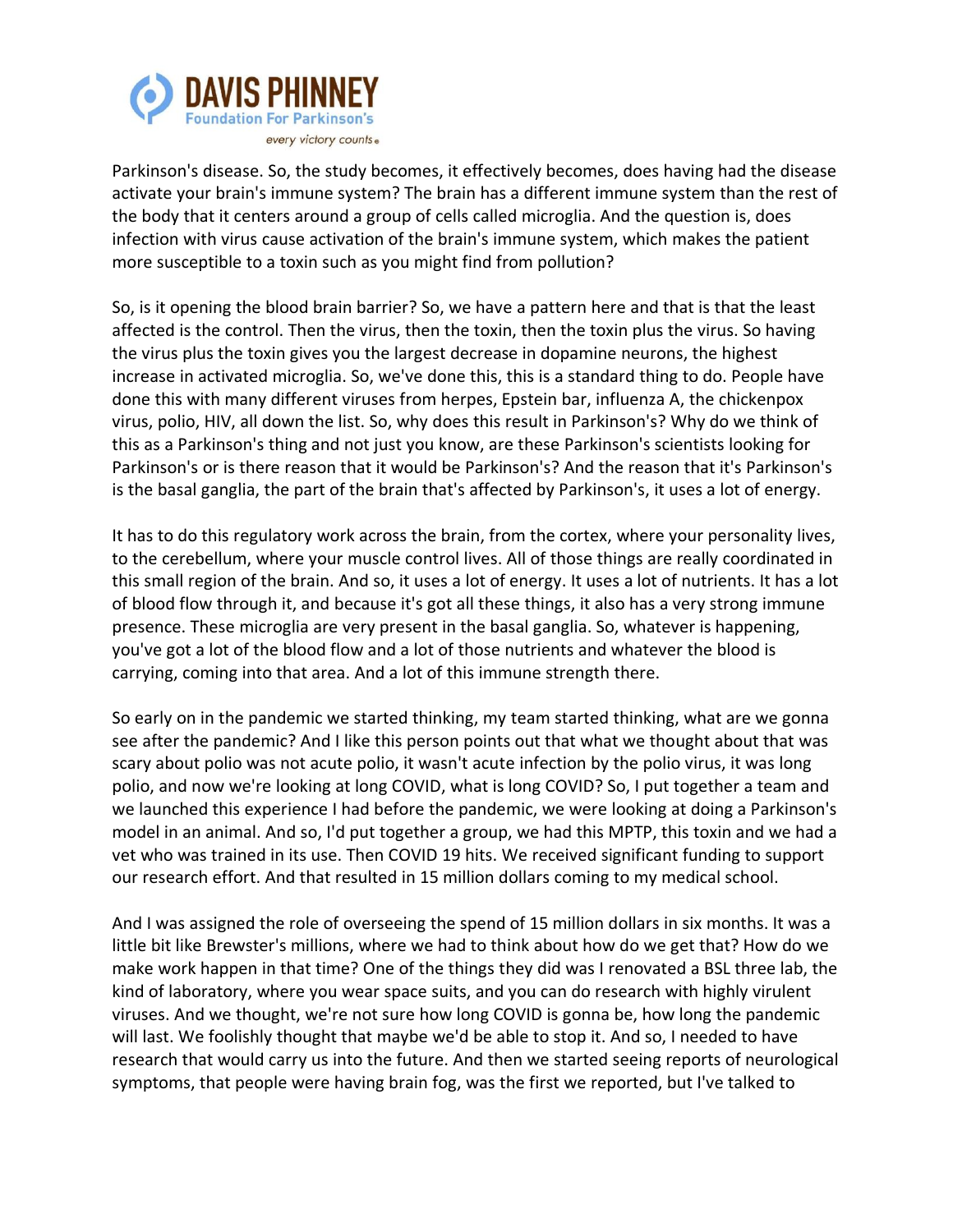Parkinson's disease. So, the study becomes, it effectively becomes, does having had the disease activate your brain's immune system? The brain has a different immune system than the rest of the body that it centers around a group of cells called microglia. And the question is, does infection with virus cause activation of the brain's immune system, which makes the patient more susceptible to a toxin such as you might find from pollution?

So, is it opening the blood brain barrier? So, we have a pattern here and that is that the least affected is the control. Then the virus, then the toxin, then the toxin plus the virus. So having the virus plus the toxin gives you the largest decrease in dopamine neurons, the highest increase in activated microglia. So, we've done this, this is a standard thing to do. People have done this with many different viruses from herpes, Epstein bar, influenza A, the chickenpox virus, polio, HIV, all down the list. So, why does this result in Parkinson's? Why do we think of this as a Parkinson's thing and not just you know, are these Parkinson's scientists looking for Parkinson's or is there reason that it would be Parkinson's? And the reason that it's Parkinson's is the basal ganglia, the part of the brain that's affected by Parkinson's, it uses a lot of energy.

It has to do this regulatory work across the brain, from the cortex, where your personality lives, to the cerebellum, where your muscle control lives. All of those things are really coordinated in this small region of the brain. And so, it uses a lot of energy. It uses a lot of nutrients. It has a lot of blood flow through it, and because it's got all these things, it also has a very strong immune presence. These microglia are very present in the basal ganglia. So, whatever is happening, you've got a lot of the blood flow and a lot of those nutrients and whatever the blood is carrying, coming into that area. And a lot of this immune strength there.

So early on in the pandemic we started thinking, my team started thinking, what are we gonna see after the pandemic? And I like this person points out that what we thought about that was scary about polio was not acute polio, it wasn't acute infection by the polio virus, it was long polio, and now we're looking at long COVID, what is long COVID? So, I put together a team and we launched this experience I had before the pandemic, we were looking at doing a Parkinson's model in an animal. And so, I'd put together a group, we had this MPTP, this toxin and we had a vet who was trained in its use. Then COVID 19 hits. We received significant funding to support our research effort. And that resulted in 15 million dollars coming to my medical school.

And I was assigned the role of overseeing the spend of 15 million dollars in six months. It was a little bit like Brewster's millions, where we had to think about how do we get that? How do we make work happen in that time? One of the things they did was I renovated a BSL three lab, the kind of laboratory, where you wear space suits, and you can do research with highly virulent viruses. And we thought, we're not sure how long COVID is gonna be, how long the pandemic will last. We foolishly thought that maybe we'd be able to stop it. And so, I needed to have research that would carry us into the future. And then we started seeing reports of neurological symptoms, that people were having brain fog, was the first we reported, but I've talked to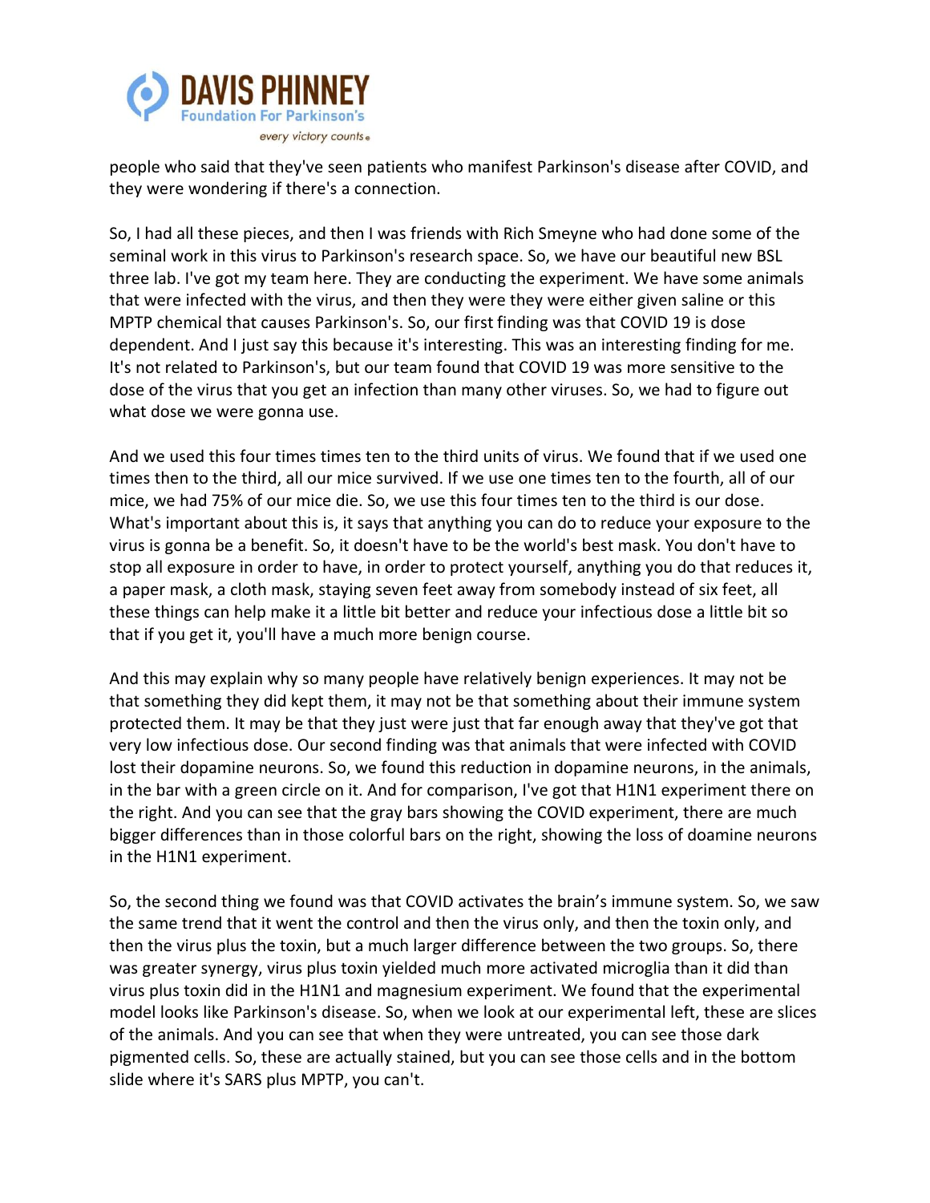people who said that they've seen patients who manifest Parkinson's disease after COVID, and they were wondering if there's a connection.

So, I had all these pieces, and then I was friends with Rich Smeyne who had done some of the seminal work in this virus to Parkinson's research space. So, we have our beautiful new BSL three lab. I've got my team here. They are conducting the experiment. We have some animals that were infected with the virus, and then they were they were either given saline or this MPTP chemical that causes Parkinson's. So, our first finding was that COVID 19 is dose dependent. And I just say this because it's interesting. This was an interesting finding for me. It's not related to Parkinson's, but our team found that COVID 19 was more sensitive to the dose of the virus that you get an infection than many other viruses. So, we had to figure out what dose we were gonna use.

And we used this four times times ten to the third units of virus. We found that if we used one times then to the third, all our mice survived. If we use one times ten to the fourth, all of our mice, we had 75% of our mice die. So, we use this four times ten to the third is our dose. What's important about this is, it says that anything you can do to reduce your exposure to the virus is gonna be a benefit. So, it doesn't have to be the world's best mask. You don't have to stop all exposure in order to have, in order to protect yourself, anything you do that reduces it, a paper mask, a cloth mask, staying seven feet away from somebody instead of six feet, all these things can help make it a little bit better and reduce your infectious dose a little bit so that if you get it, you'll have a much more benign course.

And this may explain why so many people have relatively benign experiences. It may not be that something they did kept them, it may not be that something about their immune system protected them. It may be that they just were just that far enough away that they've got that very low infectious dose. Our second finding was that animals that were infected with COVID lost their dopamine neurons. So, we found this reduction in dopamine neurons, in the animals, in the bar with a green circle on it. And for comparison, I've got that H1N1 experiment there on the right. And you can see that the gray bars showing the COVID experiment, there are much bigger differences than in those colorful bars on the right, showing the loss of doamine neurons in the H1N1 experiment.

So, the second thing we found was that COVID activates the brain's immune system. So, we saw the same trend that it went the control and then the virus only, and then the toxin only, and then the virus plus the toxin, but a much larger difference between the two groups. So, there was greater synergy, virus plus toxin yielded much more activated microglia than it did than virus plus toxin did in the H1N1 and magnesium experiment. We found that the experimental model looks like Parkinson's disease. So, when we look at our experimental left, these are slices of the animals. And you can see that when they were untreated, you can see those dark pigmented cells. So, these are actually stained, but you can see those cells and in the bottom slide where it's SARS plus MPTP, you can't.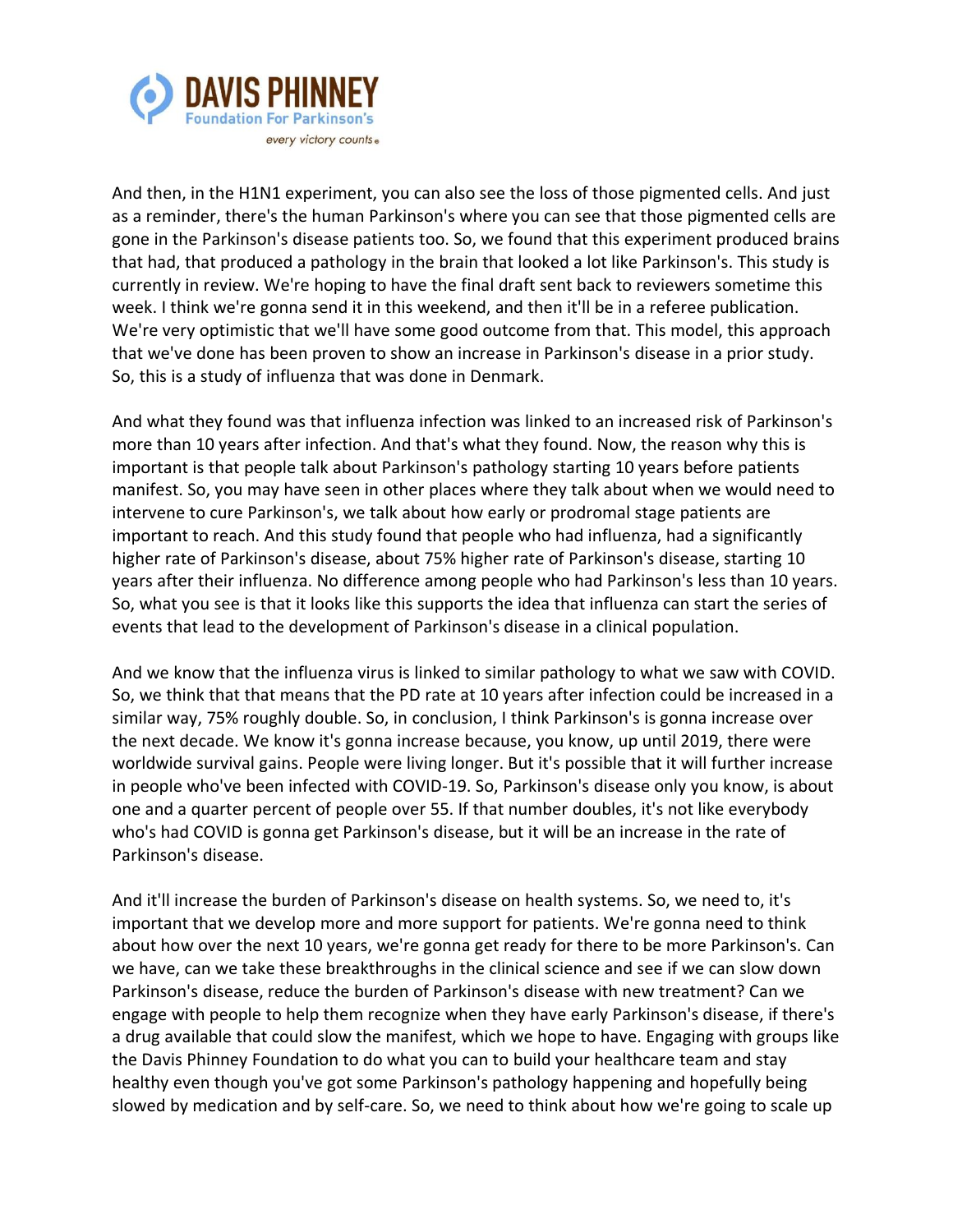And then, in the H1N1 experiment, you can also see the loss of those pigmented cells. And just as a reminder, there's the human Parkinson's where you can see that those pigmented cells are gone in the Parkinson's disease patients too. So, we found that this experiment produced brains that had, that produced a pathology in the brain that looked a lot like Parkinson's. This study is currently in review. We're hoping to have the final draft sent back to reviewers sometime this week. I think we're gonna send it in this weekend, and then it'll be in a referee publication. We're very optimistic that we'll have some good outcome from that. This model, this approach that we've done has been proven to show an increase in Parkinson's disease in a prior study. So, this is a study of influenza that was done in Denmark.

And what they found was that influenza infection was linked to an increased risk of Parkinson's more than 10 years after infection. And that's what they found. Now, the reason why this is important is that people talk about Parkinson's pathology starting 10 years before patients manifest. So, you may have seen in other places where they talk about when we would need to intervene to cure Parkinson's, we talk about how early or prodromal stage patients are important to reach. And this study found that people who had influenza, had a significantly higher rate of Parkinson's disease, about 75% higher rate of Parkinson's disease, starting 10 years after their influenza. No difference among people who had Parkinson's less than 10 years. So, what you see is that it looks like this supports the idea that influenza can start the series of events that lead to the development of Parkinson's disease in a clinical population.

And we know that the influenza virus is linked to similar pathology to what we saw with COVID. So, we think that that means that the PD rate at 10 years after infection could be increased in a similar way, 75% roughly double. So, in conclusion, I think Parkinson's is gonna increase over the next decade. We know it's gonna increase because, you know, up until 2019, there were worldwide survival gains. People were living longer. But it's possible that it will further increase in people who've been infected with COVID-19. So, Parkinson's disease only you know, is about one and a quarter percent of people over 55. If that number doubles, it's not like everybody who's had COVID is gonna get Parkinson's disease, but it will be an increase in the rate of Parkinson's disease.

And it'll increase the burden of Parkinson's disease on health systems. So, we need to, it's important that we develop more and more support for patients. We're gonna need to think about how over the next 10 years, we're gonna get ready for there to be more Parkinson's. Can we have, can we take these breakthroughs in the clinical science and see if we can slow down Parkinson's disease, reduce the burden of Parkinson's disease with new treatment? Can we engage with people to help them recognize when they have early Parkinson's disease, if there's a drug available that could slow the manifest, which we hope to have. Engaging with groups like the Davis Phinney Foundation to do what you can to build your healthcare team and stay healthy even though you've got some Parkinson's pathology happening and hopefully being slowed by medication and by self-care. So, we need to think about how we're going to scale up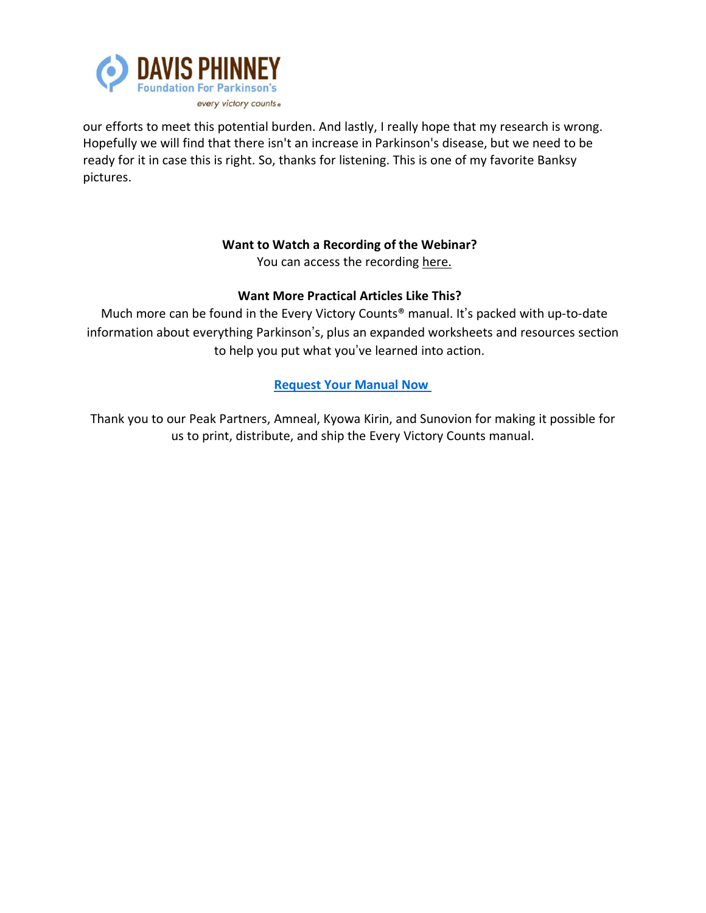our efforts to meet this potential burden. And lastly, I really hope that my research is wrong. Hopefully we will find that there isn't an increase in Parkinson's disease, but we need to be ready for it in case this is right. So, thanks for listening. This is one of my favorite Banksy pictures.

**Want to Watch a Recording of the Webinar?**

You can access the recording here.

**Want More Practical Articles Like This?**

Much more can be found in the Every Victory Counts® manual. It's packed with up-to-date information about everything Parkinson's, plus an expanded worksheets and resources section to help you put what you've learned into action.

**Request Your Manual Now**

Thank you to our Peak Partners, Amneal, Kyowa Kirin, and Sunovion for making it possible for us to print, distribute, and ship the Every Victory Counts manual.